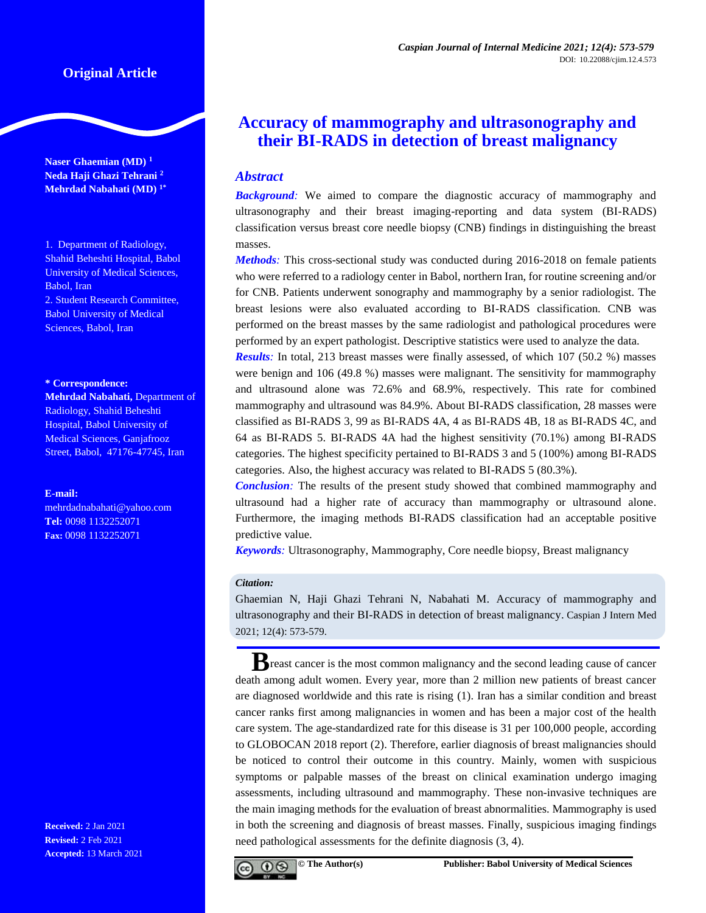**Original Article**

# Accuracy of mammography and ultrasonography and their BI-RADS in detection of breast malignancy

**Naser Ghaemian (MD)** [1]
**Neda Haji Ghazi Tehrani** [2]
**Mehrdad Nabahati (MD)** [1*]

1. Department of Radiology, Shahid Beheshti Hospital, Babol University of Medical Sciences, Babol, Iran
2. Student Research Committee, Babol University of Medical Sciences, Babol, Iran

**\* Correspondence:**
**Mehrdad Nabahati,** Department of Radiology, Shahid Beheshti Hospital, Babol University of Medical Sciences, Ganjafrooz Street, Babol, 47176-47745, Iran

**E-mail:**
mehrdadnabahati@yahoo.com
**Tel:** 0098 1132252071
**Fax:** 0098 1132252071

**Received:** 2 Jan 2021
**Revised:** 2 Feb 2021
**Accepted:** 13 March 2021

## Abstract

***Background:*** We aimed to compare the diagnostic accuracy of mammography and ultrasonography and their breast imaging-reporting and data system (BI-RADS) classification versus breast core needle biopsy (CNB) findings in distinguishing the breast masses.

***Methods:*** This cross-sectional study was conducted during 2016-2018 on female patients who were referred to a radiology center in Babol, northern Iran, for routine screening and/or for CNB. Patients underwent sonography and mammography by a senior radiologist. The breast lesions were also evaluated according to BI-RADS classification. CNB was performed on the breast masses by the same radiologist and pathological procedures were performed by an expert pathologist. Descriptive statistics were used to analyze the data.

***Results:*** In total, 213 breast masses were finally assessed, of which 107 (50.2 %) masses were benign and 106 (49.8 %) masses were malignant. The sensitivity for mammography and ultrasound alone was 72.6% and 68.9%, respectively. This rate for combined mammography and ultrasound was 84.9%. About BI-RADS classification, 28 masses were classified as BI-RADS 3, 99 as BI-RADS 4A, 4 as BI-RADS 4B, 18 as BI-RADS 4C, and 64 as BI-RADS 5. BI-RADS 4A had the highest sensitivity (70.1%) among BI-RADS categories. The highest specificity pertained to BI-RADS 3 and 5 (100%) among BI-RADS categories. Also, the highest accuracy was related to BI-RADS 5 (80.3%).

***Conclusion:*** The results of the present study showed that combined mammography and ultrasound had a higher rate of accuracy than mammography or ultrasound alone. Furthermore, the imaging methods BI-RADS classification had an acceptable positive predictive value.

***Keywords:*** Ultrasonography, Mammography, Core needle biopsy, Breast malignancy

**Citation:**
Ghaemian N, Haji Ghazi Tehrani N, Nabahati M. Accuracy of mammography and ultrasonography and their BI-RADS in detection of breast malignancy. Caspian J Intern Med 2021; 12(4): 573-579.

Breast cancer is the most common malignancy and the second leading cause of cancer death among adult women. Every year, more than 2 million new patients of breast cancer are diagnosed worldwide and this rate is rising (1). Iran has a similar condition and breast cancer ranks first among malignancies in women and has been a major cost of the health care system. The age-standardized rate for this disease is 31 per 100,000 people, according to GLOBOCAN 2018 report (2). Therefore, earlier diagnosis of breast malignancies should be noticed to control their outcome in this country. Mainly, women with suspicious symptoms or palpable masses of the breast on clinical examination undergo imaging assessments, including ultrasound and mammography. These non-invasive techniques are the main imaging methods for the evaluation of breast abnormalities. Mammography is used in both the screening and diagnosis of breast masses. Finally, suspicious imaging findings need pathological assessments for the definite diagnosis (3, 4).

© The Author(s) Publisher: Babol University of Medical Sciences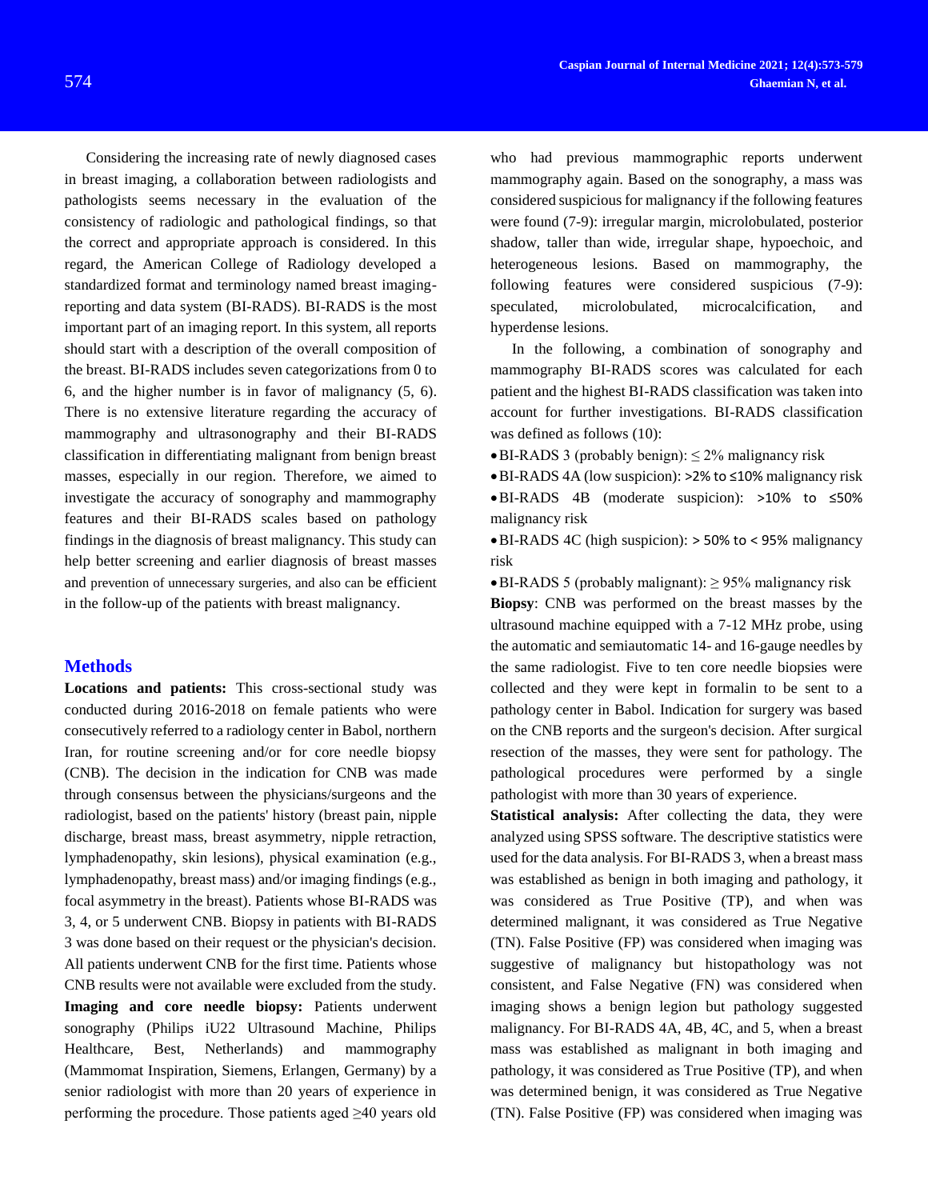Considering the increasing rate of newly diagnosed cases in breast imaging, a collaboration between radiologists and pathologists seems necessary in the evaluation of the consistency of radiologic and pathological findings, so that the correct and appropriate approach is considered. In this regard, the American College of Radiology developed a standardized format and terminology named breast imaging-reporting and data system (BI-RADS). BI-RADS is the most important part of an imaging report. In this system, all reports should start with a description of the overall composition of the breast. BI-RADS includes seven categorizations from 0 to 6, and the higher number is in favor of malignancy (5, 6). There is no extensive literature regarding the accuracy of mammography and ultrasonography and their BI-RADS classification in differentiating malignant from benign breast masses, especially in our region. Therefore, we aimed to investigate the accuracy of sonography and mammography features and their BI-RADS scales based on pathology findings in the diagnosis of breast malignancy. This study can help better screening and earlier diagnosis of breast masses and prevention of unnecessary surgeries, and also can be efficient in the follow-up of the patients with breast malignancy.

## Methods

**Locations and patients:** This cross-sectional study was conducted during 2016-2018 on female patients who were consecutively referred to a radiology center in Babol, northern Iran, for routine screening and/or for core needle biopsy (CNB). The decision in the indication for CNB was made through consensus between the physicians/surgeons and the radiologist, based on the patients' history (breast pain, nipple discharge, breast mass, breast asymmetry, nipple retraction, lymphadenopathy, skin lesions), physical examination (e.g., lymphadenopathy, breast mass) and/or imaging findings (e.g., focal asymmetry in the breast). Patients whose BI-RADS was 3, 4, or 5 underwent CNB. Biopsy in patients with BI-RADS 3 was done based on their request or the physician's decision. All patients underwent CNB for the first time. Patients whose CNB results were not available were excluded from the study.

**Imaging and core needle biopsy:** Patients underwent sonography (Philips iU22 Ultrasound Machine, Philips Healthcare, Best, Netherlands) and mammography (Mammomat Inspiration, Siemens, Erlangen, Germany) by a senior radiologist with more than 20 years of experience in performing the procedure. Those patients aged ≥40 years old who had previous mammographic reports underwent mammography again. Based on the sonography, a mass was considered suspicious for malignancy if the following features were found (7-9): irregular margin, microlobulated, posterior shadow, taller than wide, irregular shape, hypoechoic, and heterogeneous lesions. Based on mammography, the following features were considered suspicious (7-9): speculated, microlobulated, microcalcification, and hyperdense lesions.

In the following, a combination of sonography and mammography BI-RADS scores was calculated for each patient and the highest BI-RADS classification was taken into account for further investigations. BI-RADS classification was defined as follows (10):

- BI-RADS 3 (probably benign): ≤ 2% malignancy risk
- BI-RADS 4A (low suspicion): >2% to ≤10% malignancy risk
- BI-RADS 4B (moderate suspicion): >10% to ≤50% malignancy risk
- BI-RADS 4C (high suspicion): > 50% to < 95% malignancy risk
- BI-RADS 5 (probably malignant): ≥ 95% malignancy risk

**Biopsy**: CNB was performed on the breast masses by the ultrasound machine equipped with a 7-12 MHz probe, using the automatic and semiautomatic 14- and 16-gauge needles by the same radiologist. Five to ten core needle biopsies were collected and they were kept in formalin to be sent to a pathology center in Babol. Indication for surgery was based on the CNB reports and the surgeon's decision. After surgical resection of the masses, they were sent for pathology. The pathological procedures were performed by a single pathologist with more than 30 years of experience.

**Statistical analysis:** After collecting the data, they were analyzed using SPSS software. The descriptive statistics were used for the data analysis. For BI-RADS 3, when a breast mass was established as benign in both imaging and pathology, it was considered as True Positive (TP), and when was determined malignant, it was considered as True Negative (TN). False Positive (FP) was considered when imaging was suggestive of malignancy but histopathology was not consistent, and False Negative (FN) was considered when imaging shows a benign legion but pathology suggested malignancy. For BI-RADS 4A, 4B, 4C, and 5, when a breast mass was established as malignant in both imaging and pathology, it was considered as True Positive (TP), and when was determined benign, it was considered as True Negative (TN). False Positive (FP) was considered when imaging was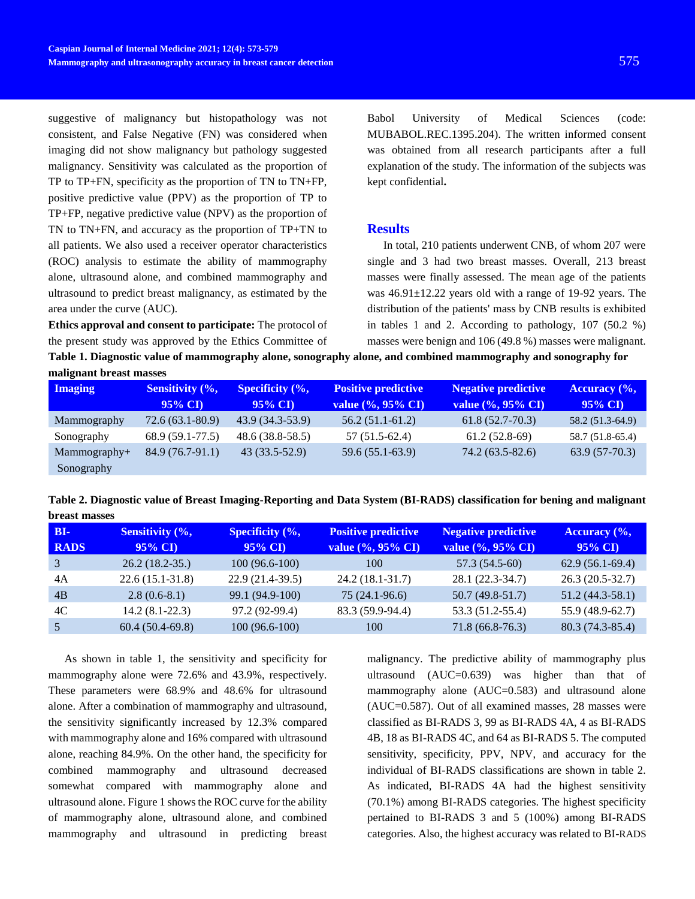suggestive of malignancy but histopathology was not consistent, and False Negative (FN) was considered when imaging did not show malignancy but pathology suggested malignancy. Sensitivity was calculated as the proportion of TP to TP+FN, specificity as the proportion of TN to TN+FP, positive predictive value (PPV) as the proportion of TP to TP+FP, negative predictive value (NPV) as the proportion of TN to TN+FN, and accuracy as the proportion of TP+TN to all patients. We also used a receiver operator characteristics (ROC) analysis to estimate the ability of mammography alone, ultrasound alone, and combined mammography and ultrasound to predict breast malignancy, as estimated by the area under the curve (AUC).

**Ethics approval and consent to participate:** The protocol of the present study was approved by the Ethics Committee of Babol University of Medical Sciences (code: MUBABOL.REC.1395.204). The written informed consent was obtained from all research participants after a full explanation of the study. The information of the subjects was kept confidential**.**

## Results

In total, 210 patients underwent CNB, of whom 207 were single and 3 had two breast masses. Overall, 213 breast masses were finally assessed. The mean age of the patients was 46.91±12.22 years old with a range of 19-92 years. The distribution of the patients' mass by CNB results is exhibited in tables 1 and 2. According to pathology, 107 (50.2 %) masses were benign and 106 (49.8 %) masses were malignant.

**Table 1. Diagnostic value of mammography alone, sonography alone, and combined mammography and sonography for malignant breast masses**

| Imaging | Sensitivity (%, 95% CI) | Specificity (%, 95% CI) | Positive predictive value (%, 95% CI) | Negative predictive value (%, 95% CI) | Accuracy (%, 95% CI) |
|---|---|---|---|---|---|
| Mammography | 72.6 (63.1-80.9) | 43.9 (34.3-53.9) | 56.2 (51.1-61.2) | 61.8 (52.7-70.3) | 58.2 (51.3-64.9) |
| Sonography | 68.9 (59.1-77.5) | 48.6 (38.8-58.5) | 57 (51.5-62.4) | 61.2 (52.8-69) | 58.7 (51.8-65.4) |
| Mammography+ Sonography | 84.9 (76.7-91.1) | 43 (33.5-52.9) | 59.6 (55.1-63.9) | 74.2 (63.5-82.6) | 63.9 (57-70.3) |

**Table 2. Diagnostic value of Breast Imaging-Reporting and Data System (BI-RADS) classification for bening and malignant breast masses**

| BI-RADS | Sensitivity (%, 95% CI) | Specificity (%, 95% CI) | Positive predictive value (%, 95% CI) | Negative predictive value (%, 95% CI) | Accuracy (%, 95% CI) |
|---|---|---|---|---|---|
| 3 | 26.2 (18.2-35.) | 100 (96.6-100) | 100 | 57.3 (54.5-60) | 62.9 (56.1-69.4) |
| 4A | 22.6 (15.1-31.8) | 22.9 (21.4-39.5) | 24.2 (18.1-31.7) | 28.1 (22.3-34.7) | 26.3 (20.5-32.7) |
| 4B | 2.8 (0.6-8.1) | 99.1 (94.9-100) | 75 (24.1-96.6) | 50.7 (49.8-51.7) | 51.2 (44.3-58.1) |
| 4C | 14.2 (8.1-22.3) | 97.2 (92-99.4) | 83.3 (59.9-94.4) | 53.3 (51.2-55.4) | 55.9 (48.9-62.7) |
| 5 | 60.4 (50.4-69.8) | 100 (96.6-100) | 100 | 71.8 (66.8-76.3) | 80.3 (74.3-85.4) |

As shown in table 1, the sensitivity and specificity for mammography alone were 72.6% and 43.9%, respectively. These parameters were 68.9% and 48.6% for ultrasound alone. After a combination of mammography and ultrasound, the sensitivity significantly increased by 12.3% compared with mammography alone and 16% compared with ultrasound alone, reaching 84.9%. On the other hand, the specificity for combined mammography and ultrasound decreased somewhat compared with mammography alone and ultrasound alone. Figure 1 shows the ROC curve for the ability of mammography alone, ultrasound alone, and combined mammography and ultrasound in predicting breast malignancy. The predictive ability of mammography plus ultrasound (AUC=0.639) was higher than that of mammography alone (AUC=0.583) and ultrasound alone (AUC=0.587). Out of all examined masses, 28 masses were classified as BI-RADS 3, 99 as BI-RADS 4A, 4 as BI-RADS 4B, 18 as BI-RADS 4C, and 64 as BI-RADS 5. The computed sensitivity, specificity, PPV, NPV, and accuracy for the individual of BI-RADS classifications are shown in table 2. As indicated, BI-RADS 4A had the highest sensitivity (70.1%) among BI-RADS categories. The highest specificity pertained to BI-RADS 3 and 5 (100%) among BI-RADS categories. Also, the highest accuracy was related to BI-RADS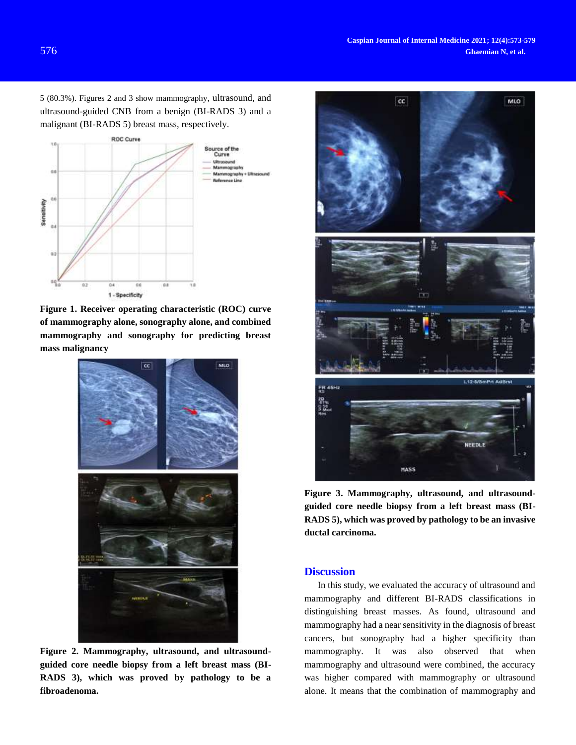5 (80.3%). Figures 2 and 3 show mammography, ultrasound, and ultrasound-guided CNB from a benign (BI-RADS 3) and a malignant (BI-RADS 5) breast mass, respectively.

**Figure 1. Receiver operating characteristic (ROC) curve of mammography alone, sonography alone, and combined mammography and sonography for predicting breast mass malignancy**

**Figure 2. Mammography, ultrasound, and ultrasound-guided core needle biopsy from a left breast mass (BI-RADS 3), which was proved by pathology to be a fibroadenoma.**

**Figure 3. Mammography, ultrasound, and ultrasound-guided core needle biopsy from a left breast mass (BI-RADS 5), which was proved by pathology to be an invasive ductal carcinoma.**

## Discussion

In this study, we evaluated the accuracy of ultrasound and mammography and different BI-RADS classifications in distinguishing breast masses. As found, ultrasound and mammography had a near sensitivity in the diagnosis of breast cancers, but sonography had a higher specificity than mammography. It was also observed that when mammography and ultrasound were combined, the accuracy was higher compared with mammography or ultrasound alone. It means that the combination of mammography and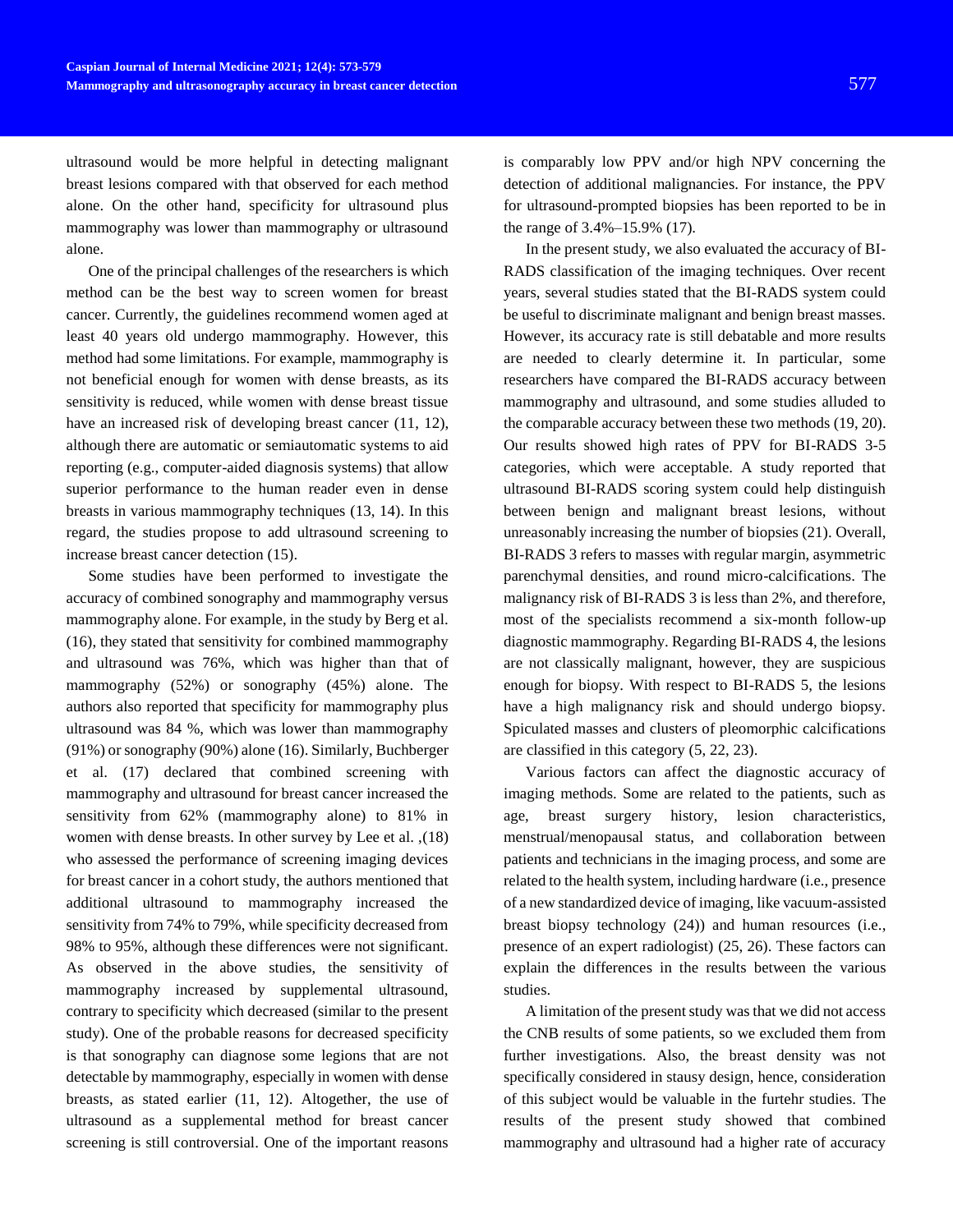ultrasound would be more helpful in detecting malignant breast lesions compared with that observed for each method alone. On the other hand, specificity for ultrasound plus mammography was lower than mammography or ultrasound alone.

One of the principal challenges of the researchers is which method can be the best way to screen women for breast cancer. Currently, the guidelines recommend women aged at least 40 years old undergo mammography. However, this method had some limitations. For example, mammography is not beneficial enough for women with dense breasts, as its sensitivity is reduced, while women with dense breast tissue have an increased risk of developing breast cancer (11, 12), although there are automatic or semiautomatic systems to aid reporting (e.g., computer-aided diagnosis systems) that allow superior performance to the human reader even in dense breasts in various mammography techniques (13, 14). In this regard, the studies propose to add ultrasound screening to increase breast cancer detection (15).

Some studies have been performed to investigate the accuracy of combined sonography and mammography versus mammography alone. For example, in the study by Berg et al. (16), they stated that sensitivity for combined mammography and ultrasound was 76%, which was higher than that of mammography (52%) or sonography (45%) alone. The authors also reported that specificity for mammography plus ultrasound was 84 %, which was lower than mammography (91%) or sonography (90%) alone (16). Similarly, Buchberger et al. (17) declared that combined screening with mammography and ultrasound for breast cancer increased the sensitivity from 62% (mammography alone) to 81% in women with dense breasts. In other survey by Lee et al. ,(18) who assessed the performance of screening imaging devices for breast cancer in a cohort study, the authors mentioned that additional ultrasound to mammography increased the sensitivity from 74% to 79%, while specificity decreased from 98% to 95%, although these differences were not significant. As observed in the above studies, the sensitivity of mammography increased by supplemental ultrasound, contrary to specificity which decreased (similar to the present study). One of the probable reasons for decreased specificity is that sonography can diagnose some legions that are not detectable by mammography, especially in women with dense breasts, as stated earlier (11, 12). Altogether, the use of ultrasound as a supplemental method for breast cancer screening is still controversial. One of the important reasons is comparably low PPV and/or high NPV concerning the detection of additional malignancies. For instance, the PPV for ultrasound-prompted biopsies has been reported to be in the range of 3.4%–15.9% (17).

In the present study, we also evaluated the accuracy of BI-RADS classification of the imaging techniques. Over recent years, several studies stated that the BI-RADS system could be useful to discriminate malignant and benign breast masses. However, its accuracy rate is still debatable and more results are needed to clearly determine it. In particular, some researchers have compared the BI-RADS accuracy between mammography and ultrasound, and some studies alluded to the comparable accuracy between these two methods (19, 20). Our results showed high rates of PPV for BI-RADS 3-5 categories, which were acceptable. A study reported that ultrasound BI-RADS scoring system could help distinguish between benign and malignant breast lesions, without unreasonably increasing the number of biopsies (21). Overall, BI-RADS 3 refers to masses with regular margin, asymmetric parenchymal densities, and round micro-calcifications. The malignancy risk of BI-RADS 3 is less than 2%, and therefore, most of the specialists recommend a six-month follow-up diagnostic mammography. Regarding BI-RADS 4, the lesions are not classically malignant, however, they are suspicious enough for biopsy. With respect to BI-RADS 5, the lesions have a high malignancy risk and should undergo biopsy. Spiculated masses and clusters of pleomorphic calcifications are classified in this category (5, 22, 23).

Various factors can affect the diagnostic accuracy of imaging methods. Some are related to the patients, such as age, breast surgery history, lesion characteristics, menstrual/menopausal status, and collaboration between patients and technicians in the imaging process, and some are related to the health system, including hardware (i.e., presence of a new standardized device of imaging, like vacuum-assisted breast biopsy technology (24)) and human resources (i.e., presence of an expert radiologist) (25, 26). These factors can explain the differences in the results between the various studies.

A limitation of the present study was that we did not access the CNB results of some patients, so we excluded them from further investigations. Also, the breast density was not specifically considered in stausy design, hence, consideration of this subject would be valuable in the furtehr studies. The results of the present study showed that combined mammography and ultrasound had a higher rate of accuracy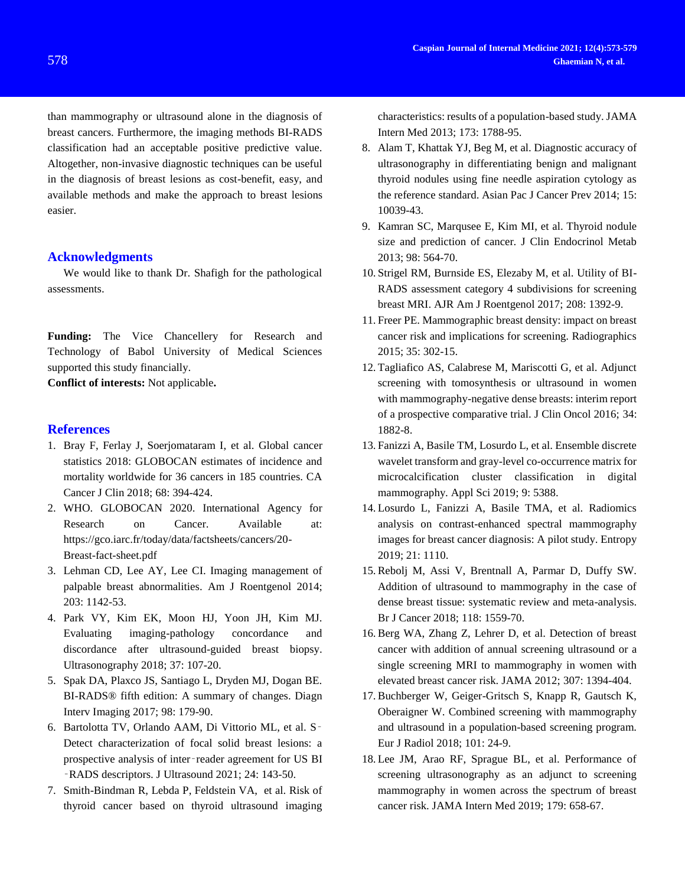than mammography or ultrasound alone in the diagnosis of breast cancers. Furthermore, the imaging methods BI-RADS classification had an acceptable positive predictive value. Altogether, non-invasive diagnostic techniques can be useful in the diagnosis of breast lesions as cost-benefit, easy, and available methods and make the approach to breast lesions easier.

## Acknowledgments

We would like to thank Dr. Shafigh for the pathological assessments.

**Funding:** The Vice Chancellery for Research and Technology of Babol University of Medical Sciences supported this study financially.

**Conflict of interests:** Not applicable**.**

## References

1. Bray F, Ferlay J, Soerjomataram I, et al. Global cancer statistics 2018: GLOBOCAN estimates of incidence and mortality worldwide for 36 cancers in 185 countries. CA Cancer J Clin 2018; 68: 394-424.
2. WHO. GLOBOCAN 2020. International Agency for Research on Cancer. Available at: https://gco.iarc.fr/today/data/factsheets/cancers/20-Breast-fact-sheet.pdf
3. Lehman CD, Lee AY, Lee CI. Imaging management of palpable breast abnormalities. Am J Roentgenol 2014; 203: 1142-53.
4. Park VY, Kim EK, Moon HJ, Yoon JH, Kim MJ. Evaluating imaging-pathology concordance and discordance after ultrasound-guided breast biopsy. Ultrasonography 2018; 37: 107-20.
5. Spak DA, Plaxco JS, Santiago L, Dryden MJ, Dogan BE. BI-RADS® fifth edition: A summary of changes. Diagn Interv Imaging 2017; 98: 179-90.
6. Bartolotta TV, Orlando AAM, Di Vittorio ML, et al. S‐Detect characterization of focal solid breast lesions: a prospective analysis of inter‐reader agreement for US BI‐RADS descriptors. J Ultrasound 2021; 24: 143-50.
7. Smith-Bindman R, Lebda P, Feldstein VA, et al. Risk of thyroid cancer based on thyroid ultrasound imaging characteristics: results of a population-based study. JAMA Intern Med 2013; 173: 1788-95.
8. Alam T, Khattak YJ, Beg M, et al. Diagnostic accuracy of ultrasonography in differentiating benign and malignant thyroid nodules using fine needle aspiration cytology as the reference standard. Asian Pac J Cancer Prev 2014; 15: 10039-43.
9. Kamran SC, Marqusee E, Kim MI, et al. Thyroid nodule size and prediction of cancer. J Clin Endocrinol Metab 2013; 98: 564-70.
10. Strigel RM, Burnside ES, Elezaby M, et al. Utility of BI-RADS assessment category 4 subdivisions for screening breast MRI. AJR Am J Roentgenol 2017; 208: 1392-9.
11. Freer PE. Mammographic breast density: impact on breast cancer risk and implications for screening. Radiographics 2015; 35: 302-15.
12. Tagliafico AS, Calabrese M, Mariscotti G, et al. Adjunct screening with tomosynthesis or ultrasound in women with mammography-negative dense breasts: interim report of a prospective comparative trial. J Clin Oncol 2016; 34: 1882-8.
13. Fanizzi A, Basile TM, Losurdo L, et al. Ensemble discrete wavelet transform and gray-level co-occurrence matrix for microcalcification cluster classification in digital mammography. Appl Sci 2019; 9: 5388.
14. Losurdo L, Fanizzi A, Basile TMA, et al. Radiomics analysis on contrast-enhanced spectral mammography images for breast cancer diagnosis: A pilot study. Entropy 2019; 21: 1110.
15. Rebolj M, Assi V, Brentnall A, Parmar D, Duffy SW. Addition of ultrasound to mammography in the case of dense breast tissue: systematic review and meta-analysis. Br J Cancer 2018; 118: 1559-70.
16. Berg WA, Zhang Z, Lehrer D, et al. Detection of breast cancer with addition of annual screening ultrasound or a single screening MRI to mammography in women with elevated breast cancer risk. JAMA 2012; 307: 1394-404.
17. Buchberger W, Geiger-Gritsch S, Knapp R, Gautsch K, Oberaigner W. Combined screening with mammography and ultrasound in a population-based screening program. Eur J Radiol 2018; 101: 24-9.
18. Lee JM, Arao RF, Sprague BL, et al. Performance of screening ultrasonography as an adjunct to screening mammography in women across the spectrum of breast cancer risk. JAMA Intern Med 2019; 179: 658-67.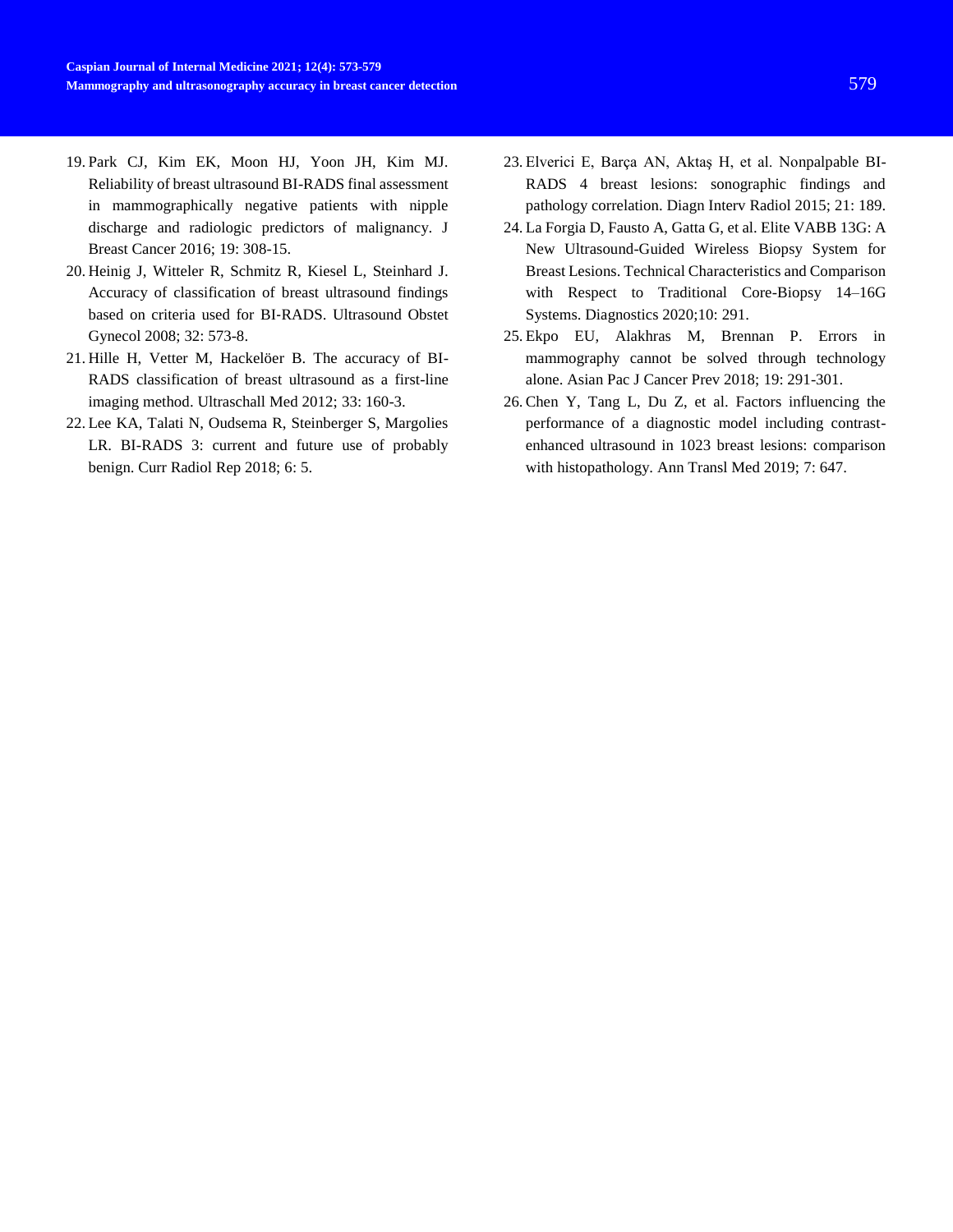19. Park CJ, Kim EK, Moon HJ, Yoon JH, Kim MJ. Reliability of breast ultrasound BI-RADS final assessment in mammographically negative patients with nipple discharge and radiologic predictors of malignancy. J Breast Cancer 2016; 19: 308-15.
20. Heinig J, Witteler R, Schmitz R, Kiesel L, Steinhard J. Accuracy of classification of breast ultrasound findings based on criteria used for BI-RADS. Ultrasound Obstet Gynecol 2008; 32: 573-8.
21. Hille H, Vetter M, Hackelöer B. The accuracy of BI-RADS classification of breast ultrasound as a first-line imaging method. Ultraschall Med 2012; 33: 160-3.
22. Lee KA, Talati N, Oudsema R, Steinberger S, Margolies LR. BI-RADS 3: current and future use of probably benign. Curr Radiol Rep 2018; 6: 5.
23. Elverici E, Barça AN, Aktaş H, et al. Nonpalpable BI-RADS 4 breast lesions: sonographic findings and pathology correlation. Diagn Interv Radiol 2015; 21: 189.
24. La Forgia D, Fausto A, Gatta G, et al. Elite VABB 13G: A New Ultrasound-Guided Wireless Biopsy System for Breast Lesions. Technical Characteristics and Comparison with Respect to Traditional Core-Biopsy 14–16G Systems. Diagnostics 2020;10: 291.
25. Ekpo EU, Alakhras M, Brennan P. Errors in mammography cannot be solved through technology alone. Asian Pac J Cancer Prev 2018; 19: 291-301.
26. Chen Y, Tang L, Du Z, et al. Factors influencing the performance of a diagnostic model including contrast-enhanced ultrasound in 1023 breast lesions: comparison with histopathology. Ann Transl Med 2019; 7: 647.